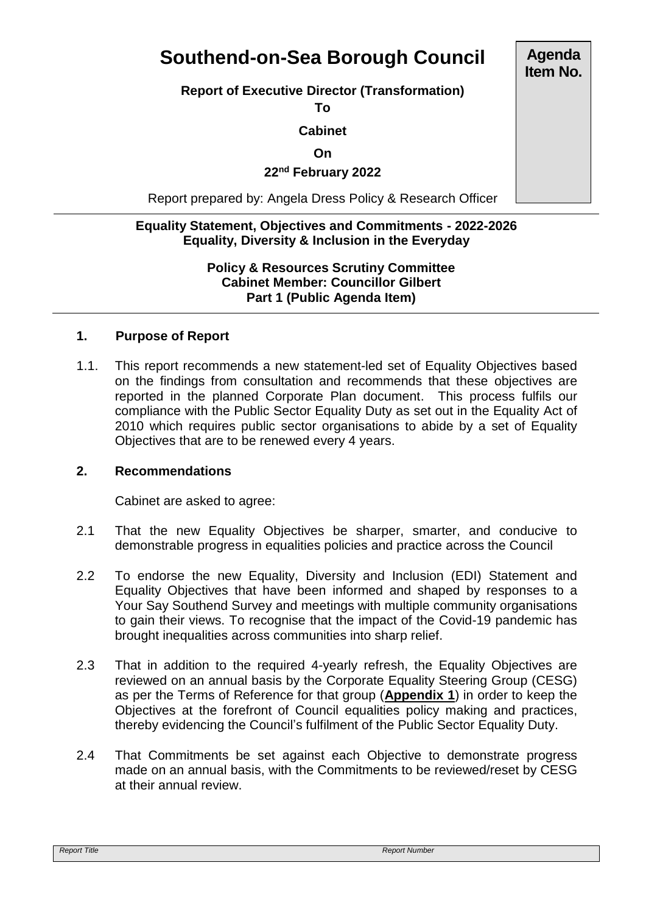# Southend-on-Sea Borough Council

**Agenda Item No.**

**Report of Executive Director (Transformation)**

**To**

**Cabinet**

**On**

**22nd February 2022**

Report prepared by: Angela Dress Policy & Research Officer

---

**Equality Statement, Objectives and Commitments - 2022-2026**
**Equality, Diversity & Inclusion in the Everyday**

**Policy & Resources Scrutiny Committee**
**Cabinet Member: Councillor Gilbert**
**Part 1 (Public Agenda Item)**

---

## 1. Purpose of Report

1.1. This report recommends a new statement-led set of Equality Objectives based on the findings from consultation and recommends that these objectives are reported in the planned Corporate Plan document. This process fulfils our compliance with the Public Sector Equality Duty as set out in the Equality Act of 2010 which requires public sector organisations to abide by a set of Equality Objectives that are to be renewed every 4 years.

## 2. Recommendations

Cabinet are asked to agree:

2.1 That the new Equality Objectives be sharper, smarter, and conducive to demonstrable progress in equalities policies and practice across the Council

2.2 To endorse the new Equality, Diversity and Inclusion (EDI) Statement and Equality Objectives that have been informed and shaped by responses to a Your Say Southend Survey and meetings with multiple community organisations to gain their views. To recognise that the impact of the Covid-19 pandemic has brought inequalities across communities into sharp relief.

2.3 That in addition to the required 4-yearly refresh, the Equality Objectives are reviewed on an annual basis by the Corporate Equality Steering Group (CESG) as per the Terms of Reference for that group (**Appendix 1**) in order to keep the Objectives at the forefront of Council equalities policy making and practices, thereby evidencing the Council's fulfilment of the Public Sector Equality Duty.

2.4 That Commitments be set against each Objective to demonstrate progress made on an annual basis, with the Commitments to be reviewed/reset by CESG at their annual review.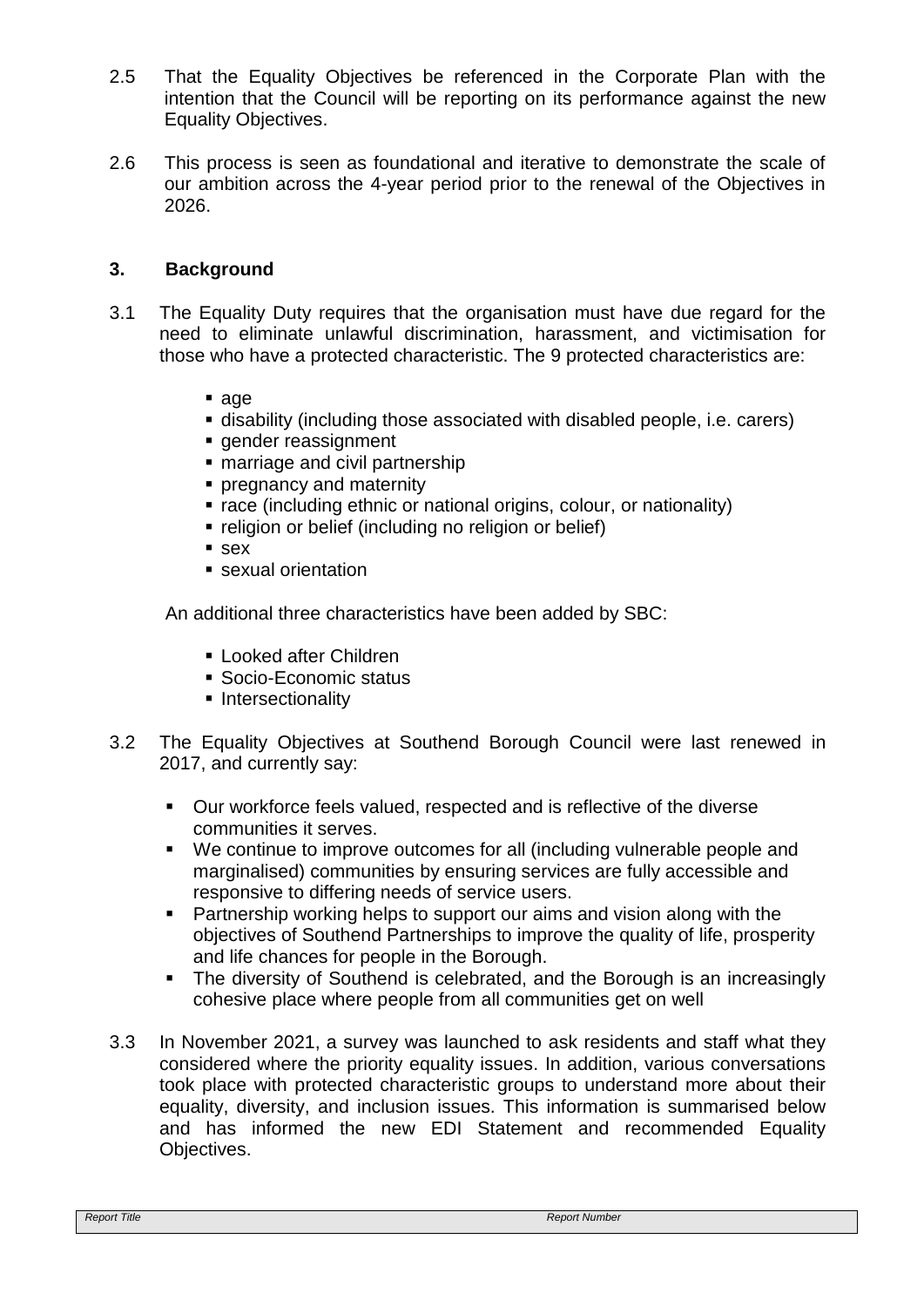2.5 That the Equality Objectives be referenced in the Corporate Plan with the intention that the Council will be reporting on its performance against the new Equality Objectives.

2.6 This process is seen as foundational and iterative to demonstrate the scale of our ambition across the 4-year period prior to the renewal of the Objectives in 2026.

## 3. Background

3.1 The Equality Duty requires that the organisation must have due regard for the need to eliminate unlawful discrimination, harassment, and victimisation for those who have a protected characteristic. The 9 protected characteristics are:

- age
- disability (including those associated with disabled people, i.e. carers)
- gender reassignment
- marriage and civil partnership
- pregnancy and maternity
- race (including ethnic or national origins, colour, or nationality)
- religion or belief (including no religion or belief)
- sex
- sexual orientation

An additional three characteristics have been added by SBC:

- Looked after Children
- Socio-Economic status
- Intersectionality

3.2 The Equality Objectives at Southend Borough Council were last renewed in 2017, and currently say:

- Our workforce feels valued, respected and is reflective of the diverse communities it serves.
- We continue to improve outcomes for all (including vulnerable people and marginalised) communities by ensuring services are fully accessible and responsive to differing needs of service users.
- Partnership working helps to support our aims and vision along with the objectives of Southend Partnerships to improve the quality of life, prosperity and life chances for people in the Borough.
- The diversity of Southend is celebrated, and the Borough is an increasingly cohesive place where people from all communities get on well

3.3 In November 2021, a survey was launched to ask residents and staff what they considered where the priority equality issues. In addition, various conversations took place with protected characteristic groups to understand more about their equality, diversity, and inclusion issues. This information is summarised below and has informed the new EDI Statement and recommended Equality Objectives.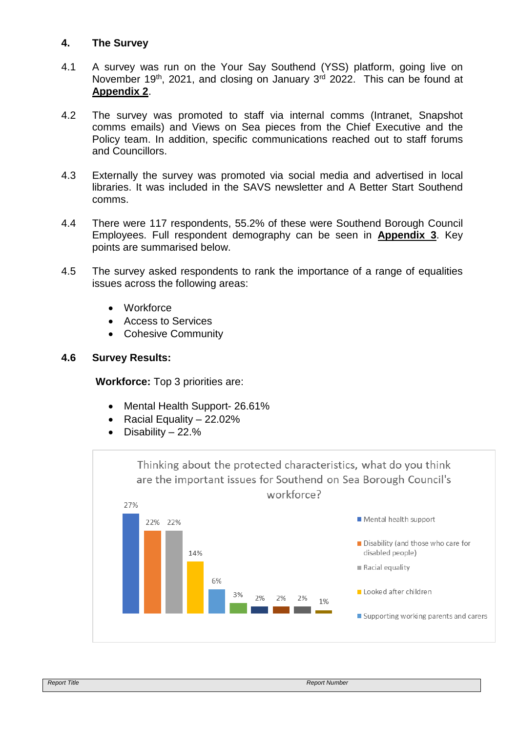## 4. The Survey

4.1 A survey was run on the Your Say Southend (YSS) platform, going live on November 19th, 2021, and closing on January 3rd 2022. This can be found at **Appendix 2**.

4.2 The survey was promoted to staff via internal comms (Intranet, Snapshot comms emails) and Views on Sea pieces from the Chief Executive and the Policy team. In addition, specific communications reached out to staff forums and Councillors.

4.3 Externally the survey was promoted via social media and advertised in local libraries. It was included in the SAVS newsletter and A Better Start Southend comms.

4.4 There were 117 respondents, 55.2% of these were Southend Borough Council Employees. Full respondent demography can be seen in **Appendix 3**. Key points are summarised below.

4.5 The survey asked respondents to rank the importance of a range of equalities issues across the following areas:

- Workforce
- Access to Services
- Cohesive Community

### 4.6 Survey Results:

**Workforce:** Top 3 priorities are:

- Mental Health Support- 26.61%
- Racial Equality – 22.02%
- Disability – 22.%

Thinking about the protected characteristics, what do you think are the important issues for Southend on Sea Borough Council's workforce?

| Issue | % |
|---|---|
| Mental health support | 27% |
| Disability (and those who care for disabled people) | 22% |
| Racial equality | 22% |
| Looked after children | 14% |
| Supporting working parents and carers | 6% |
| | 3% |
| | 2% |
| | 2% |
| | 2% |
| | 1% |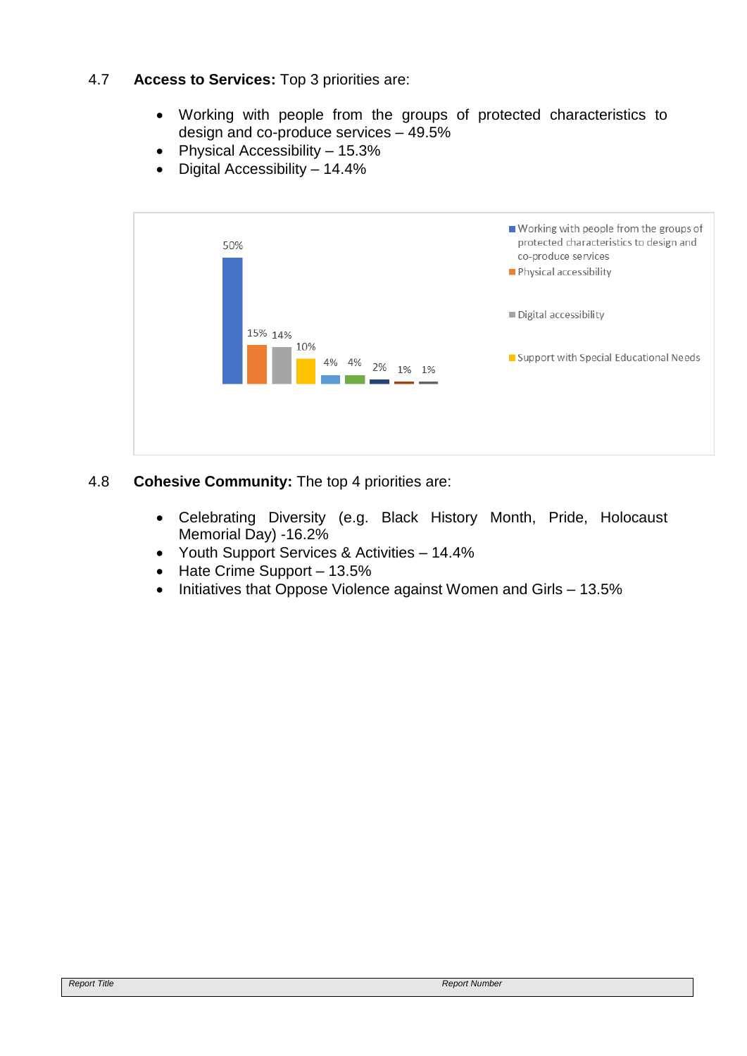4.7 **Access to Services:** Top 3 priorities are:

- Working with people from the groups of protected characteristics to design and co-produce services – 49.5%
- Physical Accessibility – 15.3%
- Digital Accessibility – 14.4%

4.8 **Cohesive Community:** The top 4 priorities are:

- Celebrating Diversity (e.g. Black History Month, Pride, Holocaust Memorial Day) -16.2%
- Youth Support Services & Activities – 14.4%
- Hate Crime Support – 13.5%
- Initiatives that Oppose Violence against Women and Girls – 13.5%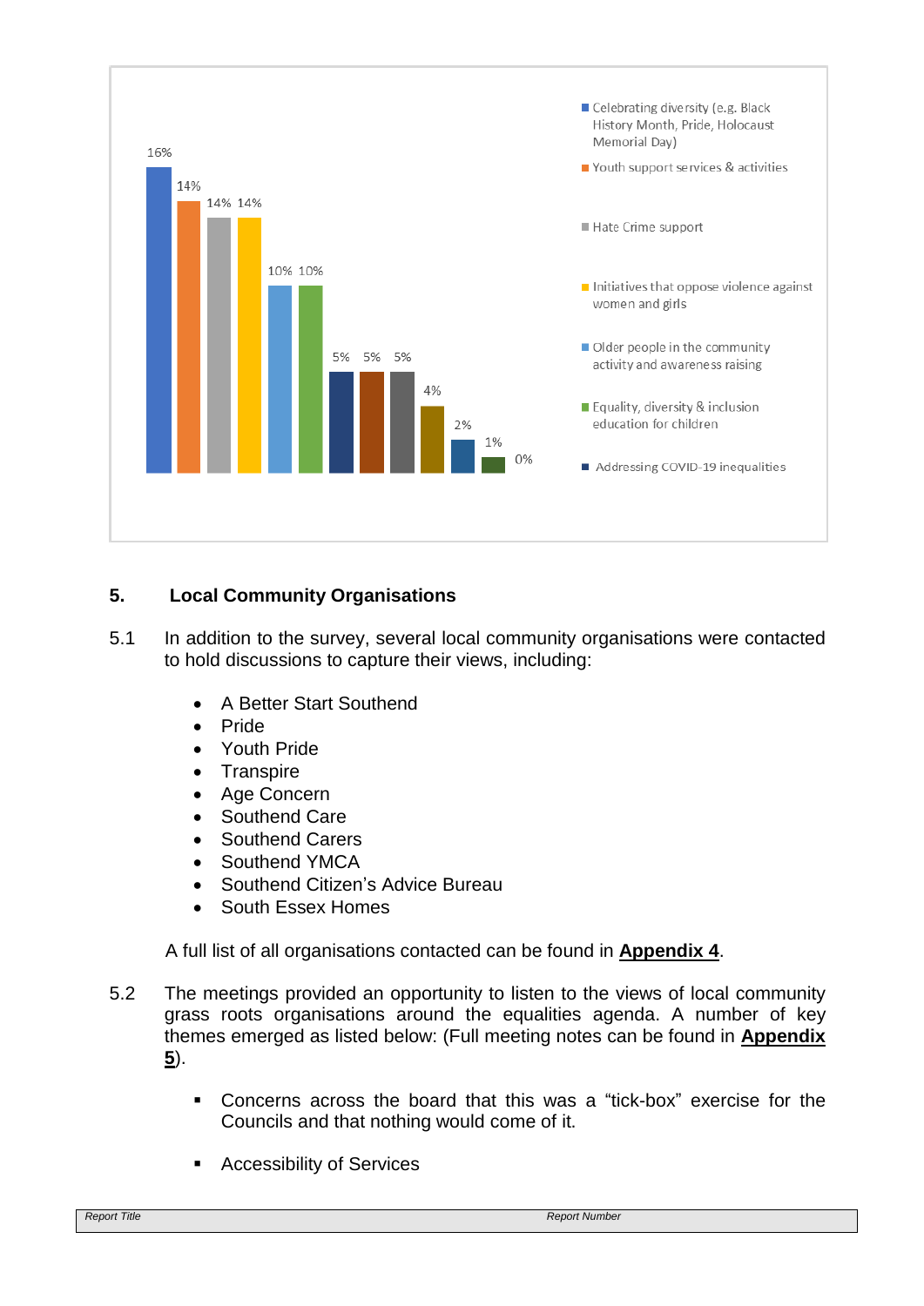16%
14%
14% 14%
10% 10%
5% 5% 5%
4%
2%
1%
0%

- Celebrating diversity (e.g. Black History Month, Pride, Holocaust Memorial Day)
- Youth support services & activities
- Hate Crime support
- Initiatives that oppose violence against women and girls
- Older people in the community activity and awareness raising
- Equality, diversity & inclusion education for children
- Addressing COVID-19 inequalities

## 5. Local Community Organisations

5.1 In addition to the survey, several local community organisations were contacted to hold discussions to capture their views, including:

- A Better Start Southend
- Pride
- Youth Pride
- Transpire
- Age Concern
- Southend Care
- Southend Carers
- Southend YMCA
- Southend Citizen's Advice Bureau
- South Essex Homes

A full list of all organisations contacted can be found in **Appendix 4**.

5.2 The meetings provided an opportunity to listen to the views of local community grass roots organisations around the equalities agenda. A number of key themes emerged as listed below: (Full meeting notes can be found in **Appendix 5**).

- Concerns across the board that this was a "tick-box" exercise for the Councils and that nothing would come of it.
- Accessibility of Services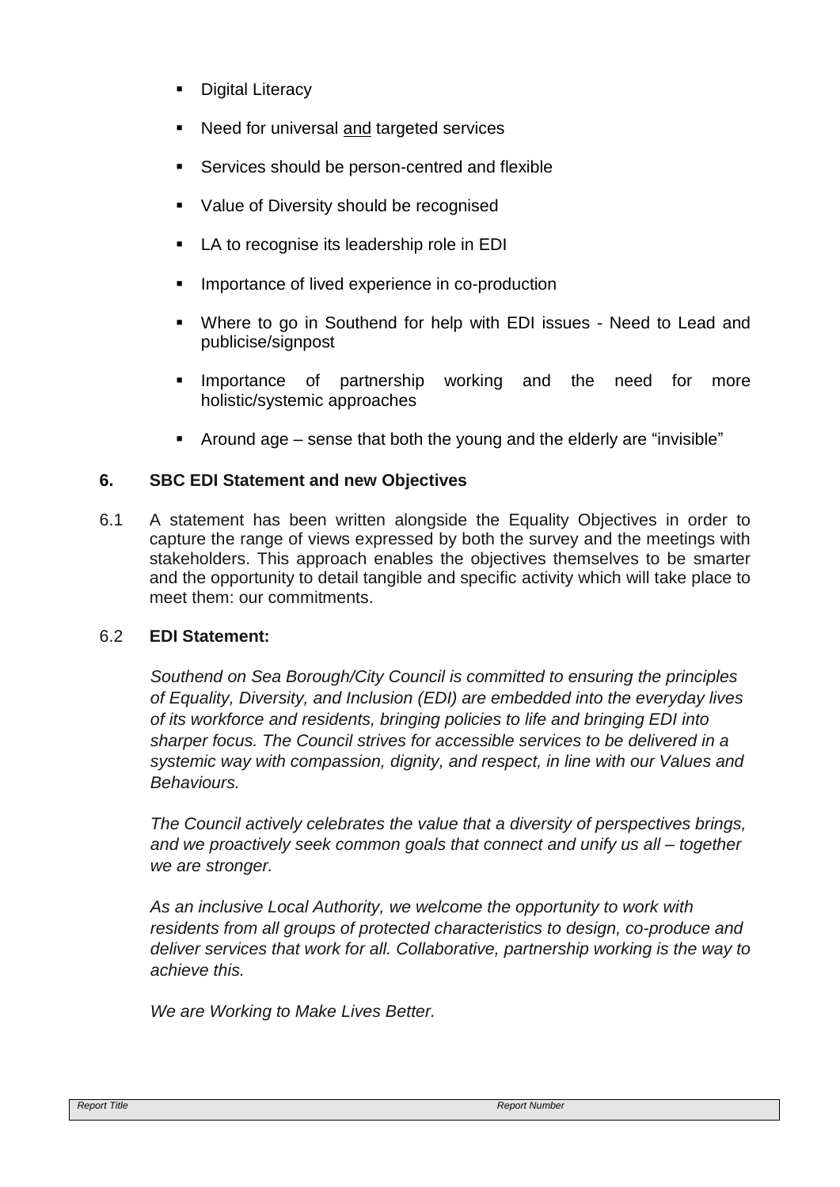- Digital Literacy
- Need for universal <u>and</u> targeted services
- Services should be person-centred and flexible
- Value of Diversity should be recognised
- LA to recognise its leadership role in EDI
- Importance of lived experience in co-production
- Where to go in Southend for help with EDI issues - Need to Lead and publicise/signpost
- Importance of partnership working and the need for more holistic/systemic approaches
- Around age – sense that both the young and the elderly are "invisible"

## 6. SBC EDI Statement and new Objectives

6.1 A statement has been written alongside the Equality Objectives in order to capture the range of views expressed by both the survey and the meetings with stakeholders. This approach enables the objectives themselves to be smarter and the opportunity to detail tangible and specific activity which will take place to meet them: our commitments.

6.2 **EDI Statement:**

*Southend on Sea Borough/City Council is committed to ensuring the principles of Equality, Diversity, and Inclusion (EDI) are embedded into the everyday lives of its workforce and residents, bringing policies to life and bringing EDI into sharper focus. The Council strives for accessible services to be delivered in a systemic way with compassion, dignity, and respect, in line with our Values and Behaviours.*

*The Council actively celebrates the value that a diversity of perspectives brings, and we proactively seek common goals that connect and unify us all – together we are stronger.*

*As an inclusive Local Authority, we welcome the opportunity to work with residents from all groups of protected characteristics to design, co-produce and deliver services that work for all. Collaborative, partnership working is the way to achieve this.*

*We are Working to Make Lives Better.*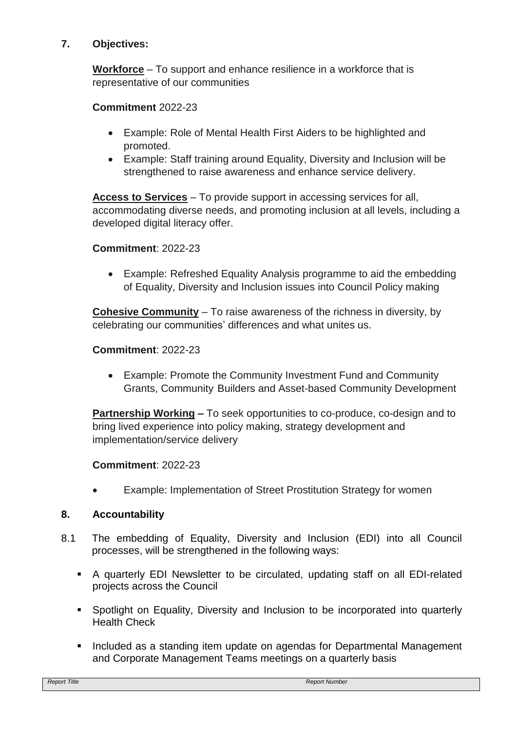## 7. Objectives:

**Workforce** – To support and enhance resilience in a workforce that is representative of our communities

**Commitment** 2022-23

- Example: Role of Mental Health First Aiders to be highlighted and promoted.
- Example: Staff training around Equality, Diversity and Inclusion will be strengthened to raise awareness and enhance service delivery.

**Access to Services** – To provide support in accessing services for all, accommodating diverse needs, and promoting inclusion at all levels, including a developed digital literacy offer.

**Commitment**: 2022-23

- Example: Refreshed Equality Analysis programme to aid the embedding of Equality, Diversity and Inclusion issues into Council Policy making

**Cohesive Community** – To raise awareness of the richness in diversity, by celebrating our communities' differences and what unites us.

**Commitment**: 2022-23

- Example: Promote the Community Investment Fund and Community Grants, Community Builders and Asset-based Community Development

**Partnership Working –** To seek opportunities to co-produce, co-design and to bring lived experience into policy making, strategy development and implementation/service delivery

**Commitment**: 2022-23

- Example: Implementation of Street Prostitution Strategy for women

## 8. Accountability

8.1 The embedding of Equality, Diversity and Inclusion (EDI) into all Council processes, will be strengthened in the following ways:

- A quarterly EDI Newsletter to be circulated, updating staff on all EDI-related projects across the Council
- Spotlight on Equality, Diversity and Inclusion to be incorporated into quarterly Health Check
- Included as a standing item update on agendas for Departmental Management and Corporate Management Teams meetings on a quarterly basis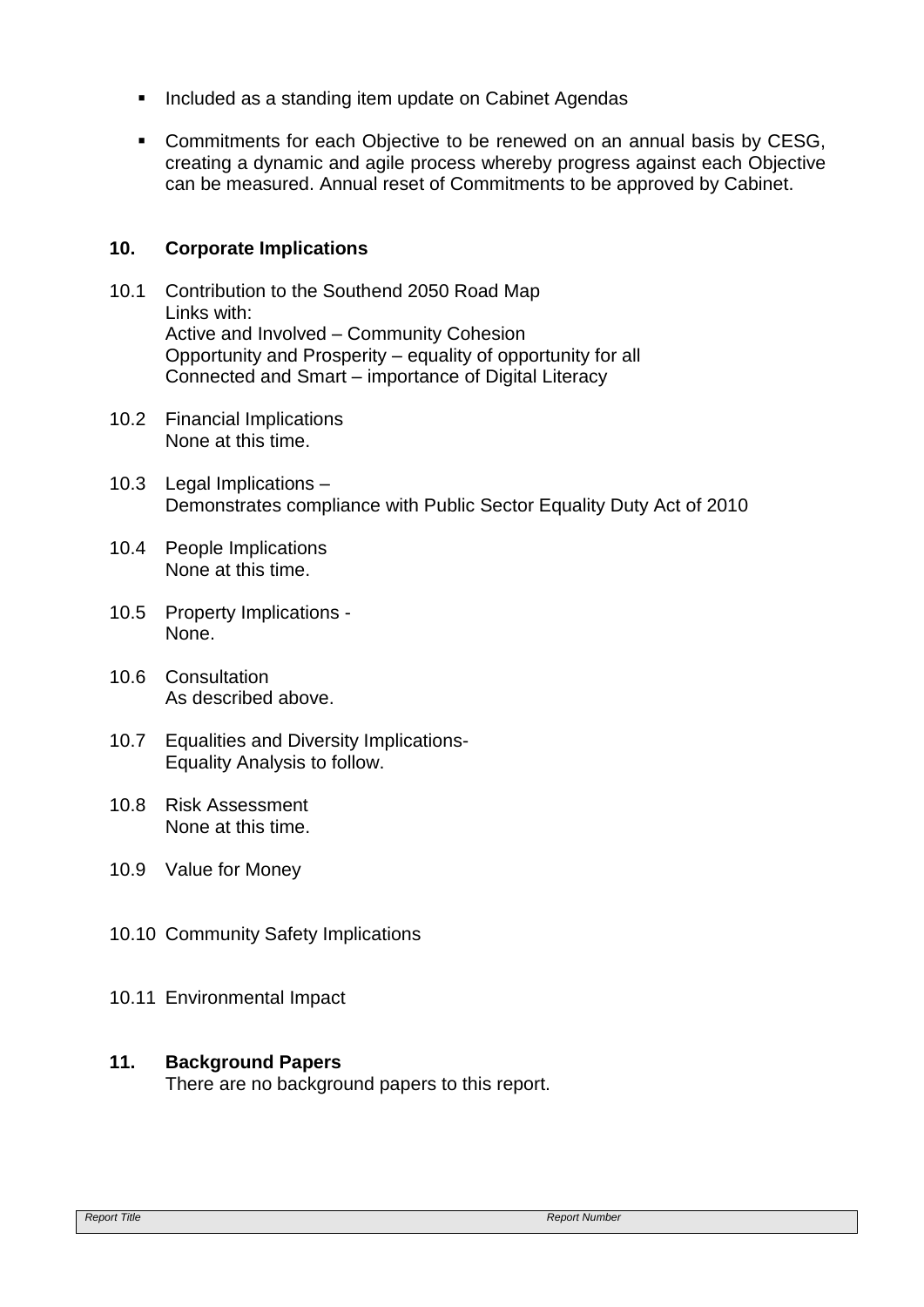- Included as a standing item update on Cabinet Agendas
- Commitments for each Objective to be renewed on an annual basis by CESG, creating a dynamic and agile process whereby progress against each Objective can be measured. Annual reset of Commitments to be approved by Cabinet.

## 10. Corporate Implications

10.1 Contribution to the Southend 2050 Road Map
Links with:
Active and Involved – Community Cohesion
Opportunity and Prosperity – equality of opportunity for all
Connected and Smart – importance of Digital Literacy

10.2 Financial Implications
None at this time.

10.3 Legal Implications –
Demonstrates compliance with Public Sector Equality Duty Act of 2010

10.4 People Implications
None at this time.

10.5 Property Implications -
None.

10.6 Consultation
As described above.

10.7 Equalities and Diversity Implications-
Equality Analysis to follow.

10.8 Risk Assessment
None at this time.

10.9 Value for Money

10.10 Community Safety Implications

10.11 Environmental Impact

## 11. Background Papers

There are no background papers to this report.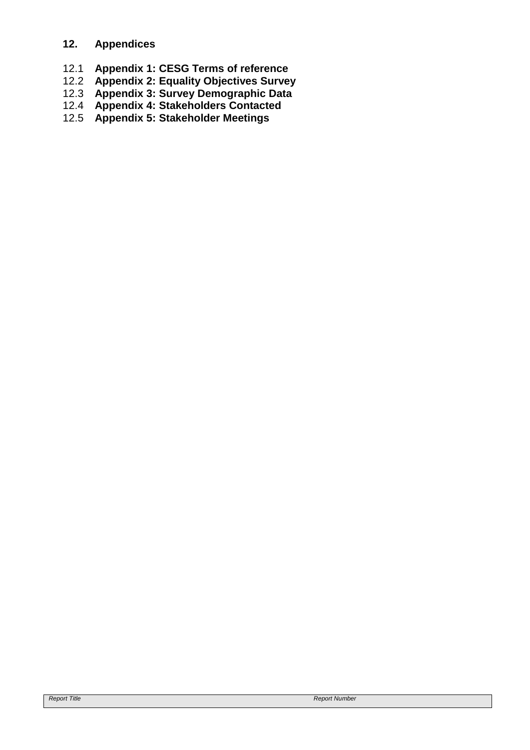## 12. Appendices

12.1 **Appendix 1: CESG Terms of reference**
12.2 **Appendix 2: Equality Objectives Survey**
12.3 **Appendix 3: Survey Demographic Data**
12.4 **Appendix 4: Stakeholders Contacted**
12.5 **Appendix 5: Stakeholder Meetings**